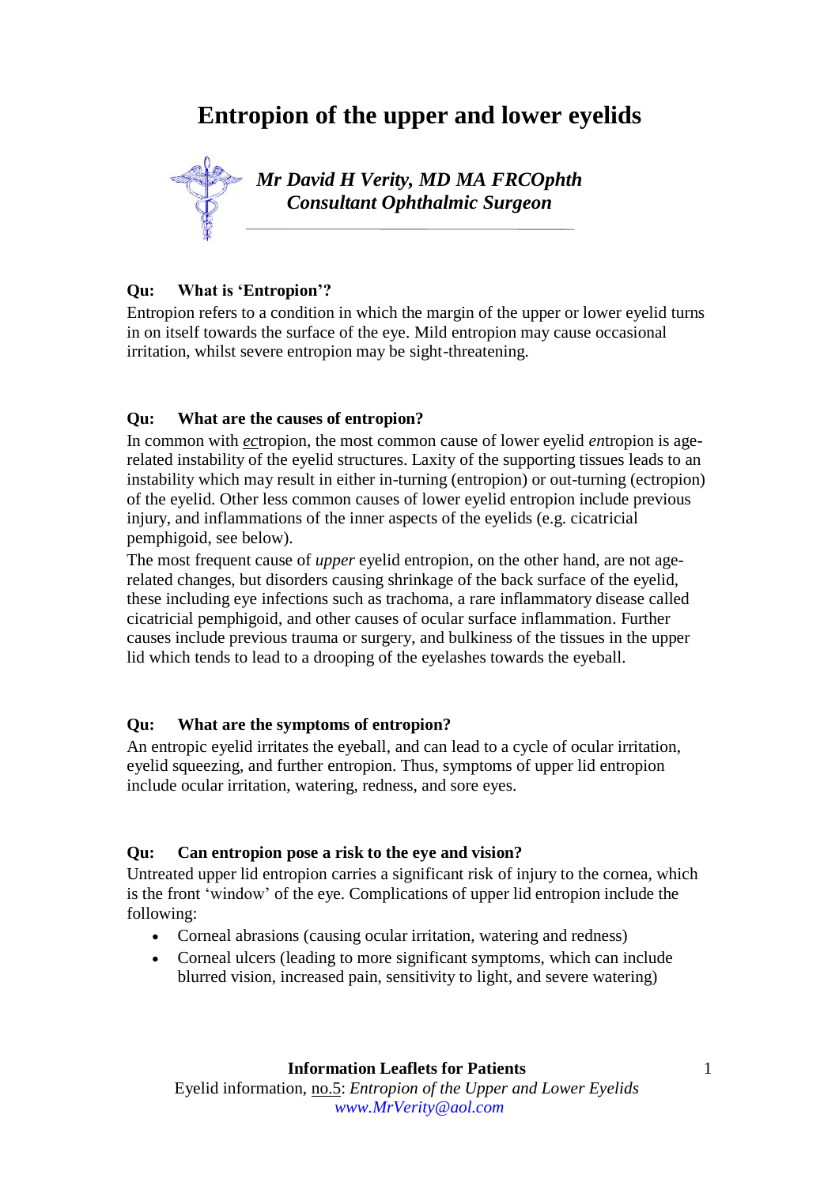# Entropion of the upper and lower eylids

***Mr David H Verity, MD MA FRCOphth***
***Consultant Ophthalmic Surgeon***

**Qu: What is 'Entropion'?**

Entropion refers to a condition in which the margin of the upper or lower eyelid turns in on itself towards the surface of the eye. Mild entropion may cause occasional irritation, whilst severe entropion may be sight-threatening.

**Qu: What are the causes of entropion?**

In common with *ec*tropion, the most common cause of lower eyelid *en*tropion is age-related instability of the eyelid structures. Laxity of the supporting tissues leads to an instability which may result in either in-turning (entropion) or out-turning (ectropion) of the eyelid. Other less common causes of lower eyelid entropion include previous injury, and inflammations of the inner aspects of the eyelids (e.g. cicatricial pemphigoid, see below).

The most frequent cause of *upper* eyelid entropion, on the other hand, are not age-related changes, but disorders causing shrinkage of the back surface of the eyelid, these including eye infections such as trachoma, a rare inflammatory disease called cicatricial pemphigoid, and other causes of ocular surface inflammation. Further causes include previous trauma or surgery, and bulkiness of the tissues in the upper lid which tends to lead to a drooping of the eyelashes towards the eyeball.

**Qu: What are the symptoms of entropion?**

An entropic eyelid irritates the eyeball, and can lead to a cycle of ocular irritation, eyelid squeezing, and further entropion. Thus, symptoms of upper lid entropion include ocular irritation, watering, redness, and sore eyes.

**Qu: Can entropion pose a risk to the eye and vision?**

Untreated upper lid entropion carries a significant risk of injury to the cornea, which is the front 'window' of the eye. Complications of upper lid entropion include the following:

- Corneal abrasions (causing ocular irritation, watering and redness)
- Corneal ulcers (leading to more significant symptoms, which can include blurred vision, increased pain, sensitivity to light, and severe watering)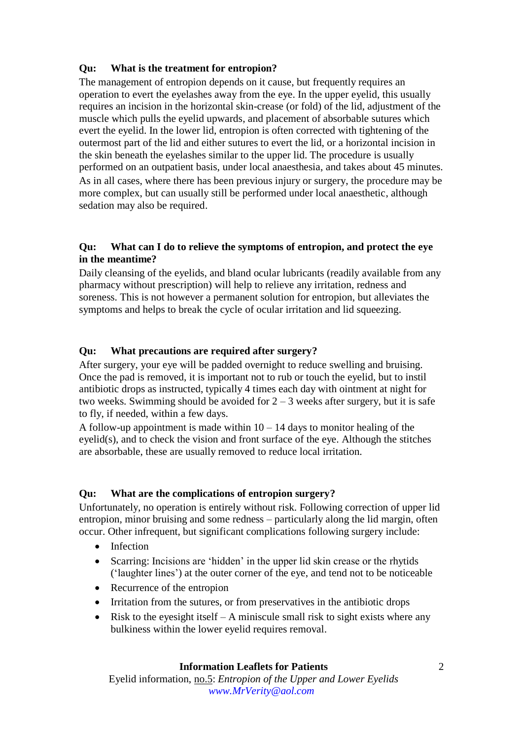**Qu: What is the treatment for entropion?**

The management of entropion depends on it cause, but frequently requires an operation to evert the eyelashes away from the eye. In the upper eyelid, this usually requires an incision in the horizontal skin-crease (or fold) of the lid, adjustment of the muscle which pulls the eyelid upwards, and placement of absorbable sutures which evert the eyelid. In the lower lid, entropion is often corrected with tightening of the outermost part of the lid and either sutures to evert the lid, or a horizontal incision in the skin beneath the eyelashes similar to the upper lid. The procedure is usually performed on an outpatient basis, under local anaesthesia, and takes about 45 minutes. As in all cases, where there has been previous injury or surgery, the procedure may be more complex, but can usually still be performed under local anaesthetic, although sedation may also be required.

**Qu: What can I do to relieve the symptoms of entropion, and protect the eye in the meantime?**

Daily cleansing of the eyelids, and bland ocular lubricants (readily available from any pharmacy without prescription) will help to relieve any irritation, redness and soreness. This is not however a permanent solution for entropion, but alleviates the symptoms and helps to break the cycle of ocular irritation and lid squeezing.

**Qu: What precautions are required after surgery?**

After surgery, your eye will be padded overnight to reduce swelling and bruising. Once the pad is removed, it is important not to rub or touch the eyelid, but to instil antibiotic drops as instructed, typically 4 times each day with ointment at night for two weeks. Swimming should be avoided for 2 – 3 weeks after surgery, but it is safe to fly, if needed, within a few days.

A follow-up appointment is made within 10 – 14 days to monitor healing of the eyelid(s), and to check the vision and front surface of the eye. Although the stitches are absorbable, these are usually removed to reduce local irritation.

**Qu: What are the complications of entropion surgery?**

Unfortunately, no operation is entirely without risk. Following correction of upper lid entropion, minor bruising and some redness – particularly along the lid margin, often occur. Other infrequent, but significant complications following surgery include:

- Infection
- Scarring: Incisions are 'hidden' in the upper lid skin crease or the rhytids ('laughter lines') at the outer corner of the eye, and tend not to be noticeable
- Recurrence of the entropion
- Irritation from the sutures, or from preservatives in the antibiotic drops
- Risk to the eyesight itself – A miniscule small risk to sight exists where any bulkiness within the lower eyelid requires removal.